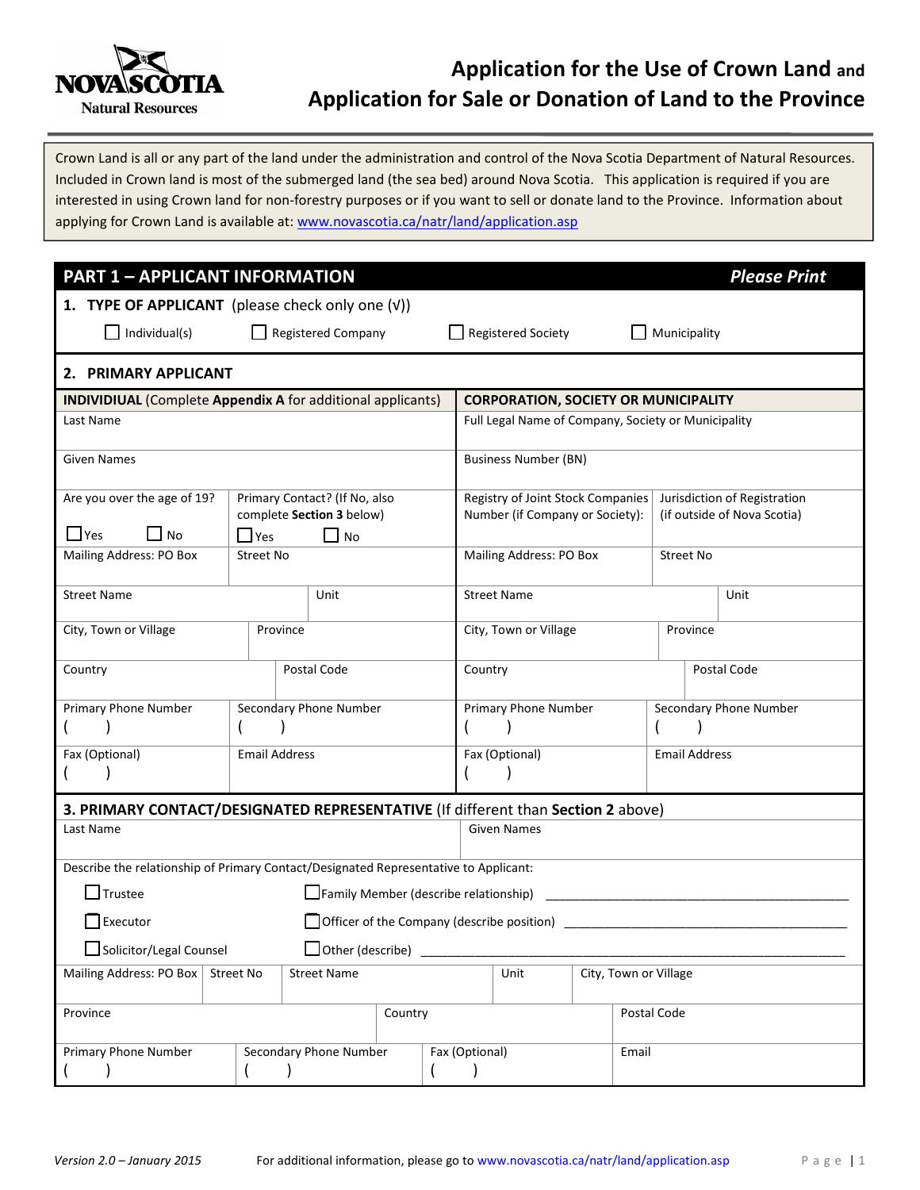NOVA SCOTIA
Natural Resources

# Application for the Use of Crown Land and Application for Sale or Donation of Land to the Province

Crown Land is all or any part of the land under the administration and control of the Nova Scotia Department of Natural Resources. Included in Crown land is most of the submerged land (the sea bed) around Nova Scotia. This application is required if you are interested in using Crown land for non-forestry purposes or if you want to sell or donate land to the Province. Information about applying for Crown Land is available at: www.novascotia.ca/natr/land/application.asp

## PART 1 – APPLICANT INFORMATION *Please Print*

### 1. TYPE OF APPLICANT (please check only one (√))

☐ Individual(s) ☐ Registered Company ☐ Registered Society ☐ Municipality

### 2. PRIMARY APPLICANT

**INDIVIDIUAL** (Complete **Appendix A** for additional applicants)

| | | |
|---|---|---|
| Last Name | | |
| Given Names | | |
| Are you over the age of 19? ☐ Yes ☐ No | Primary Contact? (If No, also complete **Section 3** below) ☐ Yes ☐ No | |
| Mailing Address: PO Box | Street No | |
| Street Name | Unit | |
| City, Town or Village | Province | |
| Country | Postal Code | |
| Primary Phone Number ( ) | Secondary Phone Number ( ) | |
| Fax (Optional) ( ) | Email Address | |

**CORPORATION, SOCIETY OR MUNICIPALITY**

| | |
|---|---|
| Full Legal Name of Company, Society or Municipality | |
| Business Number (BN) | |
| Registry of Joint Stock Companies Number (if Company or Society): | Jurisdiction of Registration (if outside of Nova Scotia) |
| Mailing Address: PO Box | Street No |
| Street Name | Unit |
| City, Town or Village | Province |
| Country | Postal Code |
| Primary Phone Number ( ) | Secondary Phone Number ( ) |
| Fax (Optional) ( ) | Email Address |

### 3. PRIMARY CONTACT/DESIGNATED REPRESENTATIVE (If different than Section 2 above)

| | |
|---|---|
| Last Name | Given Names |

Describe the relationship of Primary Contact/Designated Representative to Applicant:

☐ Trustee ☐ Family Member (describe relationship) ______________________________

☐ Executor ☐ Officer of the Company (describe position) ______________________________

☐ Solicitor/Legal Counsel ☐ Other (describe) ______________________________

| | | | | |
|---|---|---|---|---|
| Mailing Address: PO Box | Street No | Street Name | Unit | City, Town or Village |
| Province | Country | | Postal Code | |
| Primary Phone Number ( ) | Secondary Phone Number ( ) | Fax (Optional) ( ) | Email | |

Version 2.0 – January 2015 For additional information, please go to www.novascotia.ca/natr/land/application.asp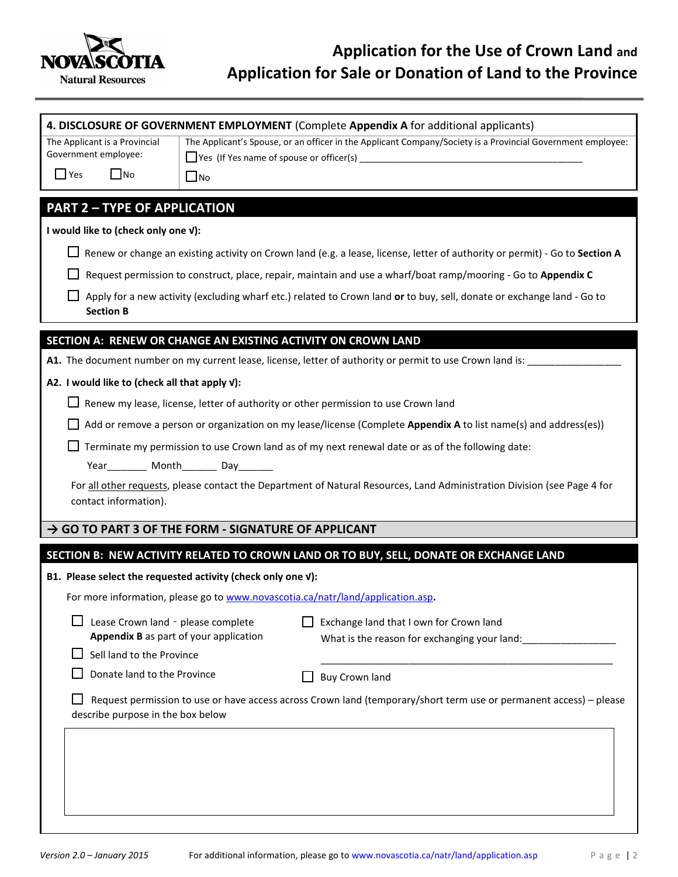## 4. DISCLOSURE OF GOVERNMENT EMPLOYMENT (Complete **Appendix A** for additional applicants)

| The Applicant is a Provincial Government employee: | The Applicant's Spouse, or an officer in the Applicant Company/Society is a Provincial Government employee: |
|---|---|
| ☐ Yes ☐ No | ☐ Yes (If Yes name of spouse or officer(s) ____________________________________________ <br> ☐ No |

## PART 2 – TYPE OF APPLICATION

**I would like to (check only one √):**

☐ Renew or change an existing activity on Crown land (e.g. a lease, license, letter of authority or permit) - Go to **Section A**

☐ Request permission to construct, place, repair, maintain and use a wharf/boat ramp/mooring - Go to **Appendix C**

☐ Apply for a new activity (excluding wharf etc.) related to Crown land **or** to buy, sell, donate or exchange land - Go to **Section B**

## SECTION A: RENEW OR CHANGE AN EXISTING ACTIVITY ON CROWN LAND

**A1.** The document number on my current lease, license, letter of authority or permit to use Crown land is: ________________

**A2. I would like to (check all that apply √):**

☐ Renew my lease, license, letter of authority or other permission to use Crown land

☐ Add or remove a person or organization on my lease/license (Complete **Appendix A** to list name(s) and address(es))

☐ Terminate my permission to use Crown land as of my next renewal date or as of the following date:

Year_______ Month______ Day______

For all other requests, please contact the Department of Natural Resources, Land Administration Division (see Page 4 for contact information).

### → GO TO PART 3 OF THE FORM - SIGNATURE OF APPLICANT

## SECTION B: NEW ACTIVITY RELATED TO CROWN LAND OR TO BUY, SELL, DONATE OR EXCHANGE LAND

**B1. Please select the requested activity (check only one √):**

For more information, please go to www.novascotia.ca/natr/land/application.asp.

☐ Lease Crown land - please complete **Appendix B** as part of your application

☐ Sell land to the Province

☐ Donate land to the Province

☐ Exchange land that I own for Crown land
What is the reason for exchanging your land:________________
_______________________________________________________

☐ Buy Crown land

☐ Request permission to use or have access across Crown land (temporary/short term use or permanent access) – please describe purpose in the box below

|   |
|---|
|   |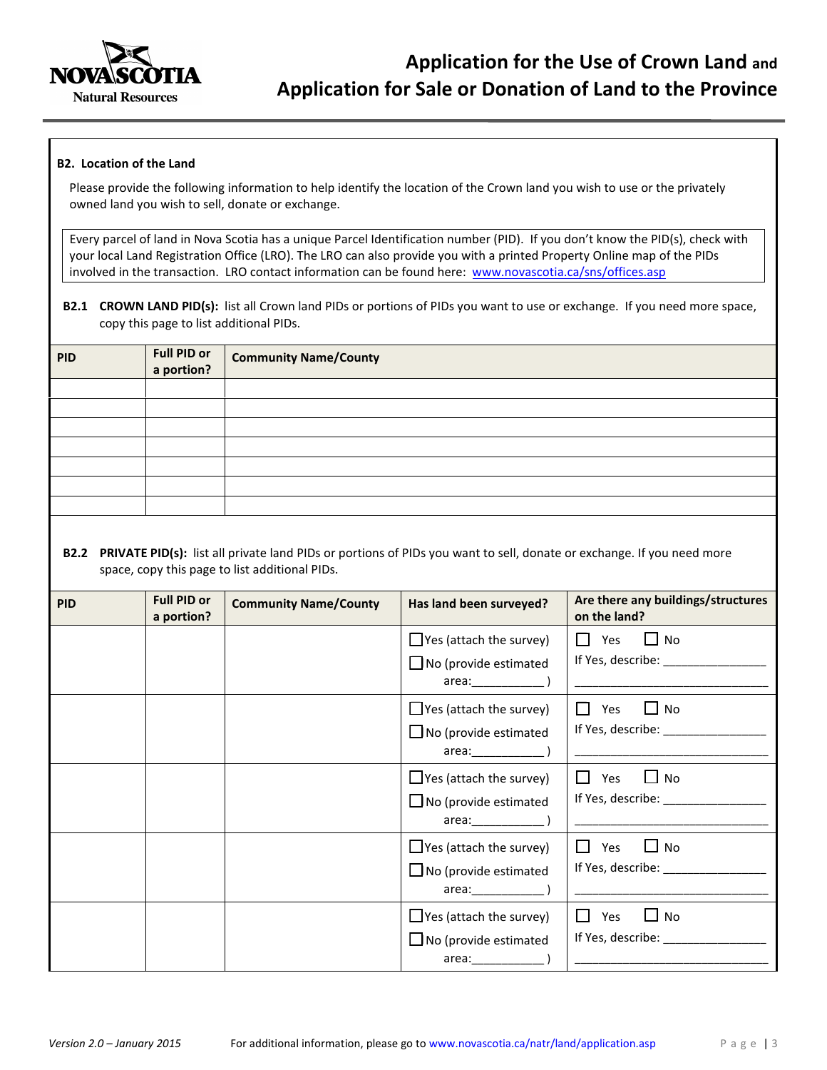# Application for the Use of Crown Land and Application for Sale or Donation of Land to the Province

**B2. Location of the Land**

Please provide the following information to help identify the location of the Crown land you wish to use or the privately owned land you wish to sell, donate or exchange.

Every parcel of land in Nova Scotia has a unique Parcel Identification number (PID). If you don't know the PID(s), check with your local Land Registration Office (LRO). The LRO can also provide you with a printed Property Online map of the PIDs involved in the transaction. LRO contact information can be found here: www.novascotia.ca/sns/offices.asp

**B2.1 CROWN LAND PID(s):** list all Crown land PIDs or portions of PIDs you want to use or exchange. If you need more space, copy this page to list additional PIDs.

| PID | Full PID or a portion? | Community Name/County |
|---|---|---|
| | | |
| | | |
| | | |
| | | |
| | | |
| | | |
| | | |

**B2.2 PRIVATE PID(s):** list all private land PIDs or portions of PIDs you want to sell, donate or exchange. If you need more space, copy this page to list additional PIDs.

| PID | Full PID or a portion? | Community Name/County | Has land been surveyed? | Are there any buildings/structures on the land? |
|---|---|---|---|---|
| | | | ☐ Yes (attach the survey) ☐ No (provide estimated area:__________ ) | ☐ Yes ☐ No If Yes, describe: ______________ ____________________________ |
| | | | ☐ Yes (attach the survey) ☐ No (provide estimated area:__________ ) | ☐ Yes ☐ No If Yes, describe: ______________ ____________________________ |
| | | | ☐ Yes (attach the survey) ☐ No (provide estimated area:__________ ) | ☐ Yes ☐ No If Yes, describe: ______________ ____________________________ |
| | | | ☐ Yes (attach the survey) ☐ No (provide estimated area:__________ ) | ☐ Yes ☐ No If Yes, describe: ______________ ____________________________ |
| | | | ☐ Yes (attach the survey) ☐ No (provide estimated area:__________ ) | ☐ Yes ☐ No If Yes, describe: ______________ ____________________________ |

*Version 2.0 – January 2015* For additional information, please go to www.novascotia.ca/natr/land/application.asp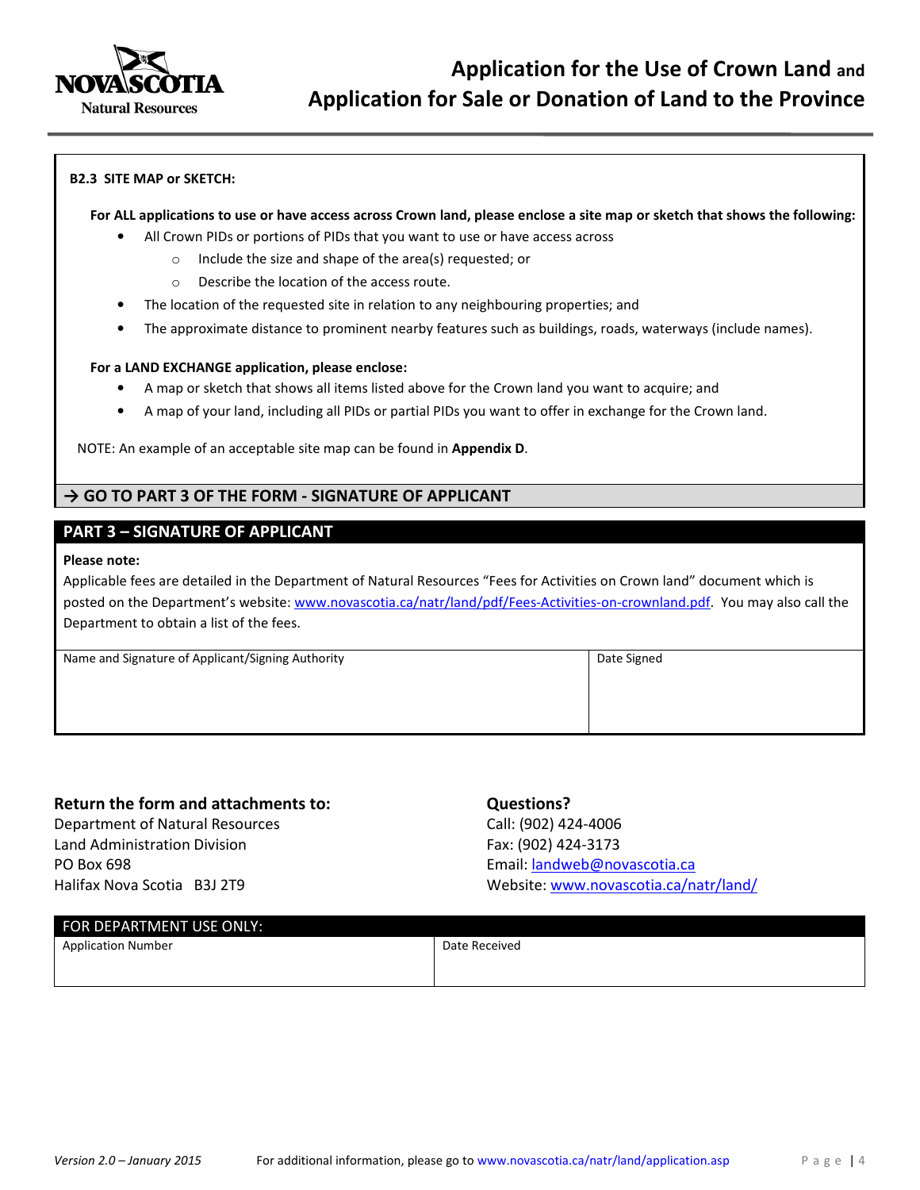**B2.3 SITE MAP or SKETCH:**

**For ALL applications to use or have access across Crown land, please enclose a site map or sketch that shows the following:**

- All Crown PIDs or portions of PIDs that you want to use or have access across
  - Include the size and shape of the area(s) requested; or
  - Describe the location of the access route.
- The location of the requested site in relation to any neighbouring properties; and
- The approximate distance to prominent nearby features such as buildings, roads, waterways (include names).

**For a LAND EXCHANGE application, please enclose:**

- A map or sketch that shows all items listed above for the Crown land you want to acquire; and
- A map of your land, including all PIDs or partial PIDs you want to offer in exchange for the Crown land.

NOTE: An example of an acceptable site map can be found in **Appendix D**.

**→ GO TO PART 3 OF THE FORM - SIGNATURE OF APPLICANT**

## PART 3 – SIGNATURE OF APPLICANT

**Please note:**
Applicable fees are detailed in the Department of Natural Resources "Fees for Activities on Crown land" document which is posted on the Department's website: www.novascotia.ca/natr/land/pdf/Fees-Activities-on-crownland.pdf. You may also call the Department to obtain a list of the fees.

| Name and Signature of Applicant/Signing Authority | Date Signed |
|---|---|
| | |

**Return the form and attachments to:**
Department of Natural Resources
Land Administration Division
PO Box 698
Halifax Nova Scotia B3J 2T9

**Questions?**
Call: (902) 424-4006
Fax: (902) 424-3173
Email: landweb@novascotia.ca
Website: www.novascotia.ca/natr/land/

| FOR DEPARTMENT USE ONLY: | |
|---|---|
| Application Number | Date Received |
| | |

*Version 2.0 – January 2015* For additional information, please go to www.novascotia.ca/natr/land/application.asp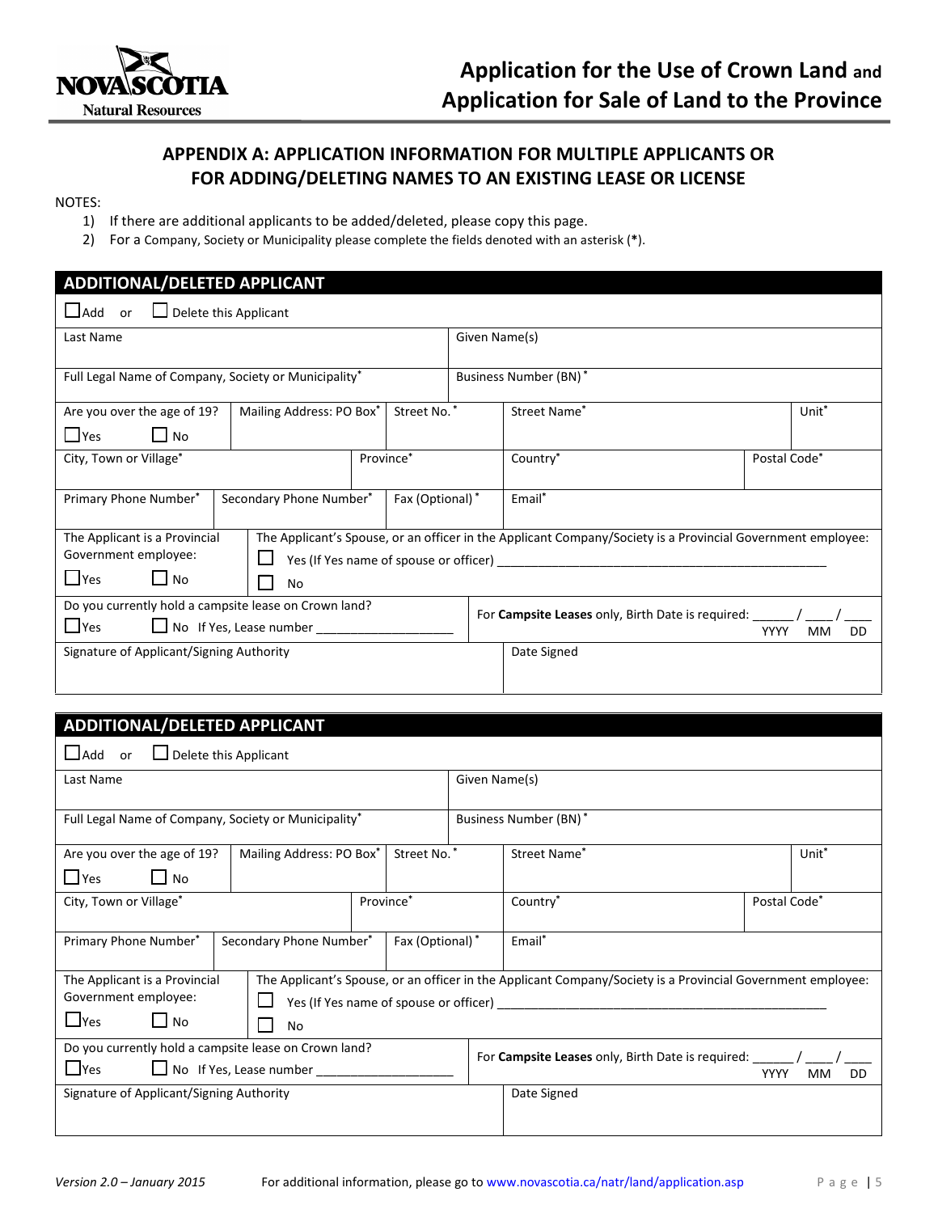# Application for the Use of Crown Land and Application for Sale of Land to the Province

## APPENDIX A: APPLICATION INFORMATION FOR MULTIPLE APPLICANTS OR FOR ADDING/DELETING NAMES TO AN EXISTING LEASE OR LICENSE

NOTES:

1) If there are additional applicants to be added/deleted, please copy this page.
2) For a Company, Society or Municipality please complete the fields denoted with an asterisk (*).

### ADDITIONAL/DELETED APPLICANT

☐ Add or ☐ Delete this Applicant

| Last Name | | | | Given Name(s) | |
|---|---|---|---|---|---|
| Full Legal Name of Company, Society or Municipality* | | | | Business Number (BN)* | |
| Are you over the age of 19? ☐ Yes ☐ No | Mailing Address: PO Box* | Street No.* | Street Name* | | Unit* |
| City, Town or Village* | | Province* | Country* | | Postal Code* |
| Primary Phone Number* | Secondary Phone Number* | Fax (Optional)* | Email* | | |
| The Applicant is a Provincial Government employee: ☐ Yes ☐ No | The Applicant's Spouse, or an officer in the Applicant Company/Society is a Provincial Government employee: ☐ Yes (If Yes name of spouse or officer) ____________ ☐ No | | | | |
| Do you currently hold a campsite lease on Crown land? ☐ Yes ☐ No If Yes, Lease number ____________ | | | For **Campsite Leases** only, Birth Date is required: ______ / ____ / ____ (YYYY MM DD) | | |
| Signature of Applicant/Signing Authority | | | Date Signed | | |

### ADDITIONAL/DELETED APPLICANT

☐ Add or ☐ Delete this Applicant

| Last Name | | | | Given Name(s) | |
|---|---|---|---|---|---|
| Full Legal Name of Company, Society or Municipality* | | | | Business Number (BN)* | |
| Are you over the age of 19? ☐ Yes ☐ No | Mailing Address: PO Box* | Street No.* | Street Name* | | Unit* |
| City, Town or Village* | | Province* | Country* | | Postal Code* |
| Primary Phone Number* | Secondary Phone Number* | Fax (Optional)* | Email* | | |
| The Applicant is a Provincial Government employee: ☐ Yes ☐ No | The Applicant's Spouse, or an officer in the Applicant Company/Society is a Provincial Government employee: ☐ Yes (If Yes name of spouse or officer) ____________ ☐ No | | | | |
| Do you currently hold a campsite lease on Crown land? ☐ Yes ☐ No If Yes, Lease number ____________ | | | For **Campsite Leases** only, Birth Date is required: ______ / ____ / ____ (YYYY MM DD) | | |
| Signature of Applicant/Signing Authority | | | Date Signed | | |

*Version 2.0 – January 2015* For additional information, please go to www.novascotia.ca/natr/land/application.asp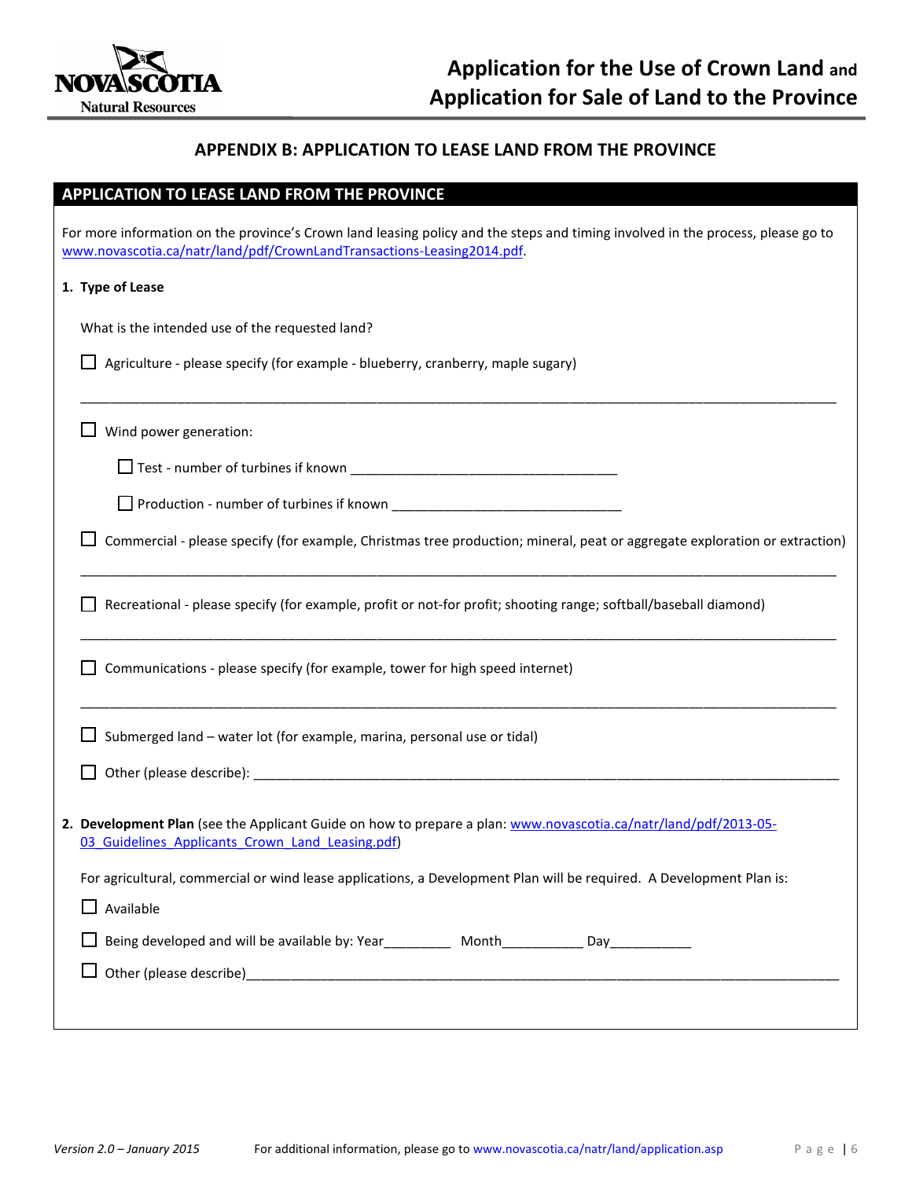# APPENDIX B: APPLICATION TO LEASE LAND FROM THE PROVINCE

## APPLICATION TO LEASE LAND FROM THE PROVINCE

For more information on the province's Crown land leasing policy and the steps and timing involved in the process, please go to www.novascotia.ca/natr/land/pdf/CrownLandTransactions-Leasing2014.pdf.

**1. Type of Lease**

What is the intended use of the requested land?

☐ Agriculture - please specify (for example - blueberry, cranberry, maple sugary)

_______________________________________________________________________________________________

☐ Wind power generation:

- ☐ Test - number of turbines if known ___________________________________
- ☐ Production - number of turbines if known ________________________________

☐ Commercial - please specify (for example, Christmas tree production; mineral, peat or aggregate exploration or extraction)

_______________________________________________________________________________________________

☐ Recreational - please specify (for example, profit or not-for profit; shooting range; softball/baseball diamond)

_______________________________________________________________________________________________

☐ Communications - please specify (for example, tower for high speed internet)

_______________________________________________________________________________________________

☐ Submerged land – water lot (for example, marina, personal use or tidal)

☐ Other (please describe): ________________________________________________________________________

**2. Development Plan** (see the Applicant Guide on how to prepare a plan: www.novascotia.ca/natr/land/pdf/2013-05-03_Guidelines_Applicants_Crown_Land_Leasing.pdf)

For agricultural, commercial or wind lease applications, a Development Plan will be required. A Development Plan is:

☐ Available

☐ Being developed and will be available by: Year_________ Month___________ Day___________

☐ Other (please describe)__________________________________________________________________________

*Version 2.0 – January 2015* For additional information, please go to www.novascotia.ca/natr/land/application.asp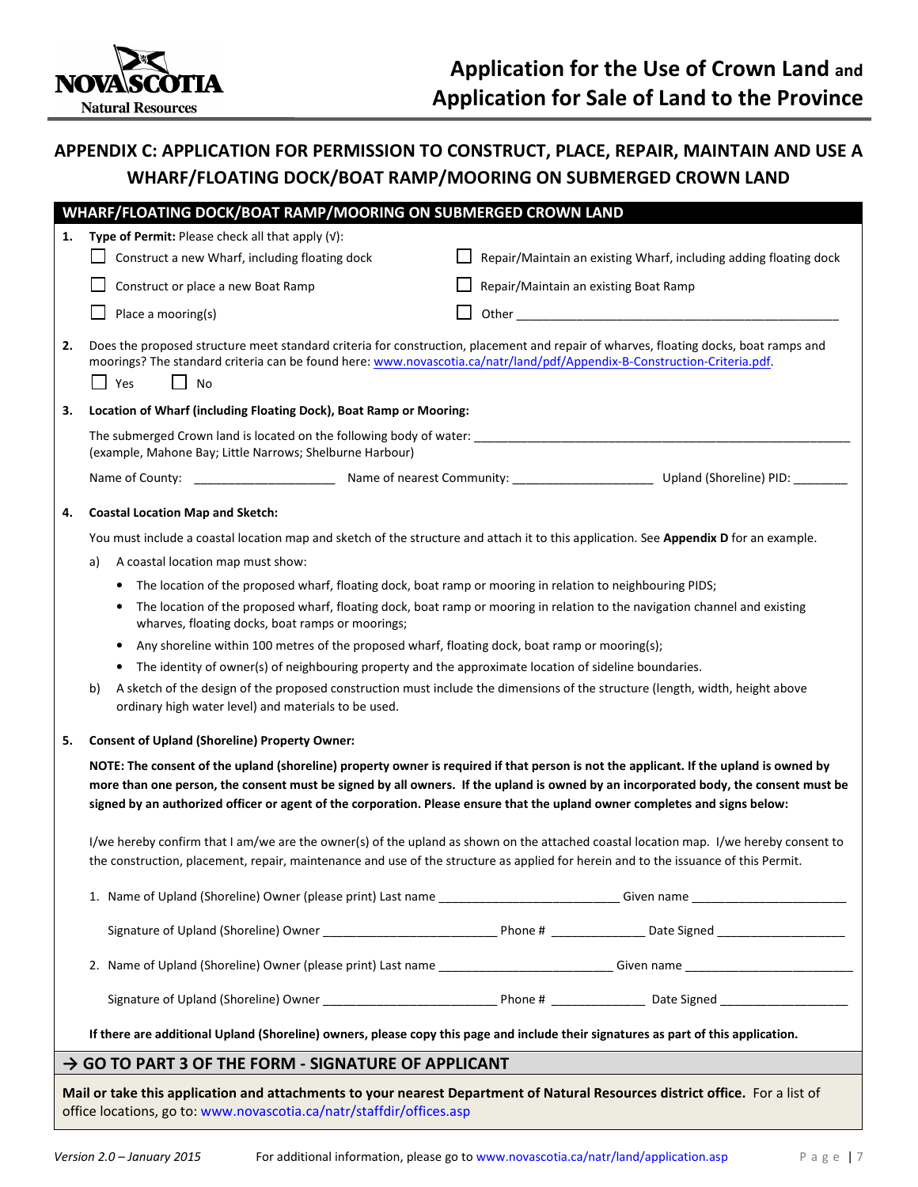# Application for the Use of Crown Land and Application for Sale of Land to the Province

## APPENDIX C: APPLICATION FOR PERMISSION TO CONSTRUCT, PLACE, REPAIR, MAINTAIN AND USE A WHARF/FLOATING DOCK/BOAT RAMP/MOORING ON SUBMERGED CROWN LAND

### WHARF/FLOATING DOCK/BOAT RAMP/MOORING ON SUBMERGED CROWN LAND

**1. Type of Permit:** Please check all that apply (√):

- ☐ Construct a new Wharf, including floating dock
- ☐ Repair/Maintain an existing Wharf, including adding floating dock
- ☐ Construct or place a new Boat Ramp
- ☐ Repair/Maintain an existing Boat Ramp
- ☐ Place a mooring(s)
- ☐ Other ______________________________________________

**2.** Does the proposed structure meet standard criteria for construction, placement and repair of wharves, floating docks, boat ramps and moorings? The standard criteria can be found here: www.novascotia.ca/natr/land/pdf/Appendix-B-Construction-Criteria.pdf.

☐ Yes ☐ No

**3. Location of Wharf (including Floating Dock), Boat Ramp or Mooring:**

The submerged Crown land is located on the following body of water: ______________________________________________________
(example, Mahone Bay; Little Narrows; Shelburne Harbour)

Name of County: ____________________ Name of nearest Community: ____________________ Upland (Shoreline) PID: ________

**4. Coastal Location Map and Sketch:**

You must include a coastal location map and sketch of the structure and attach it to this application. See **Appendix D** for an example.

a) A coastal location map must show:

- The location of the proposed wharf, floating dock, boat ramp or mooring in relation to neighbouring PIDS;
- The location of the proposed wharf, floating dock, boat ramp or mooring in relation to the navigation channel and existing wharves, floating docks, boat ramps or moorings;
- Any shoreline within 100 metres of the proposed wharf, floating dock, boat ramp or mooring(s);
- The identity of owner(s) of neighbouring property and the approximate location of sideline boundaries.

b) A sketch of the design of the proposed construction must include the dimensions of the structure (length, width, height above ordinary high water level) and materials to be used.

**5. Consent of Upland (Shoreline) Property Owner:**

**NOTE: The consent of the upland (shoreline) property owner is required if that person is not the applicant. If the upland is owned by more than one person, the consent must be signed by all owners. If the upland is owned by an incorporated body, the consent must be signed by an authorized officer or agent of the corporation. Please ensure that the upland owner completes and signs below:**

I/we hereby confirm that I am/we are the owner(s) of the upland as shown on the attached coastal location map. I/we hereby consent to the construction, placement, repair, maintenance and use of the structure as applied for herein and to the issuance of this Permit.

1. Name of Upland (Shoreline) Owner (please print) Last name __________________________ Given name ______________________

   Signature of Upland (Shoreline) Owner _________________________ Phone # ______________ Date Signed __________________

2. Name of Upland (Shoreline) Owner (please print) Last name _________________________ Given name ________________________

   Signature of Upland (Shoreline) Owner _________________________ Phone # ______________ Date Signed __________________

**If there are additional Upland (Shoreline) owners, please copy this page and include their signatures as part of this application.**

### → GO TO PART 3 OF THE FORM - SIGNATURE OF APPLICANT

**Mail or take this application and attachments to your nearest Department of Natural Resources district office.** For a list of office locations, go to: www.novascotia.ca/natr/staffdir/offices.asp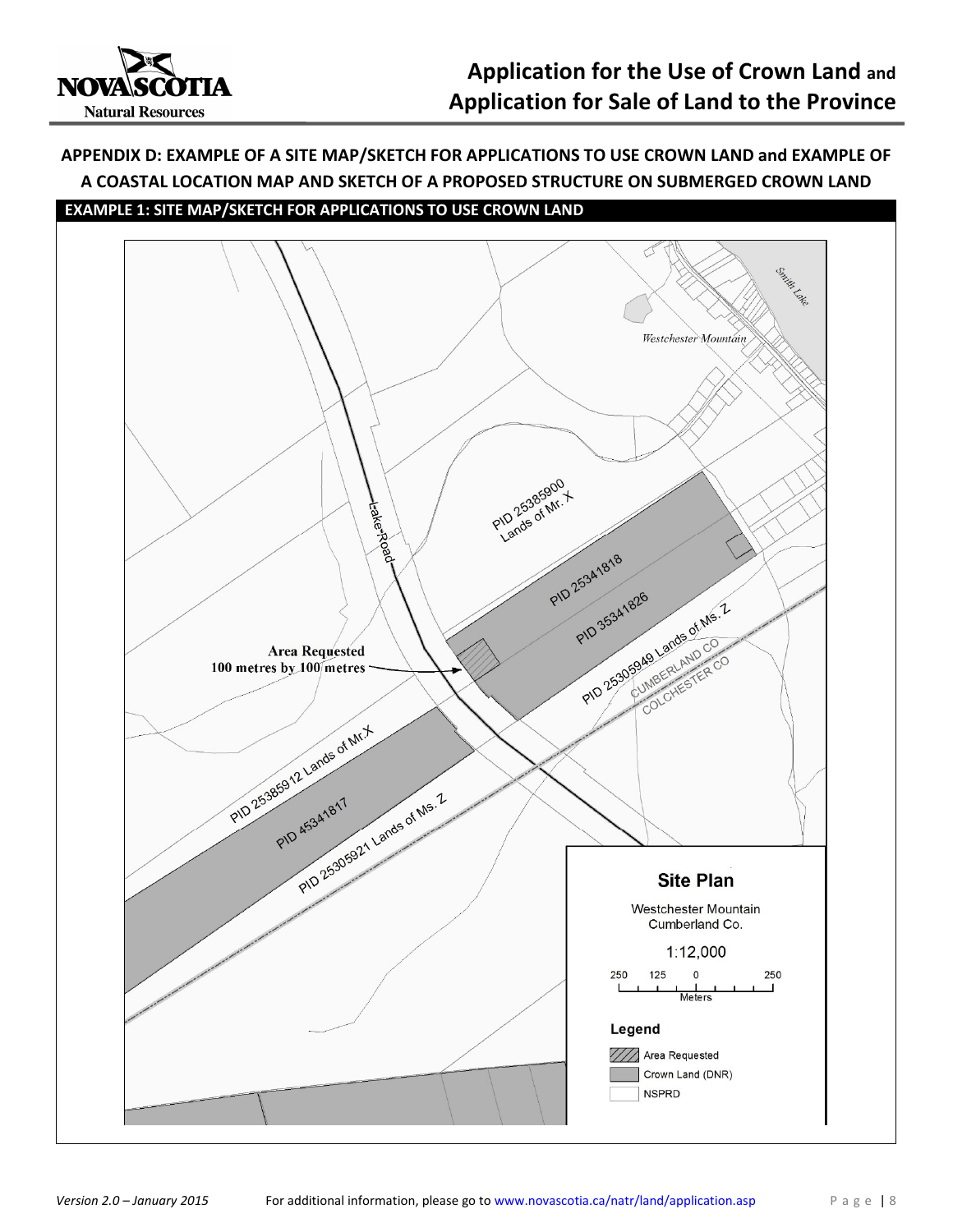## APPENDIX D: EXAMPLE OF A SITE MAP/SKETCH FOR APPLICATIONS TO USE CROWN LAND and EXAMPLE OF A COASTAL LOCATION MAP AND SKETCH OF A PROPOSED STRUCTURE ON SUBMERGED CROWN LAND

### EXAMPLE 1: SITE MAP/SKETCH FOR APPLICATIONS TO USE CROWN LAND

Smith Lake

Westchester Mountain

Lake Road

PID 25385900 Lands of Mr. X

PID 25341818

PID 35341826

PID 25305949 Lands of Ms. Z

CUMBERLAND CO

COLCHESTER CO

Area Requested
100 metres by 100 metres

PID 25385912 Lands of Mr.X

PID 45341817

PID 25305921 Lands of Ms. Z

**Site Plan**

Westchester Mountain
Cumberland Co.

1:12,000

250 125 0 250
Meters

**Legend**

- Area Requested
- Crown Land (DNR)
- NSPRD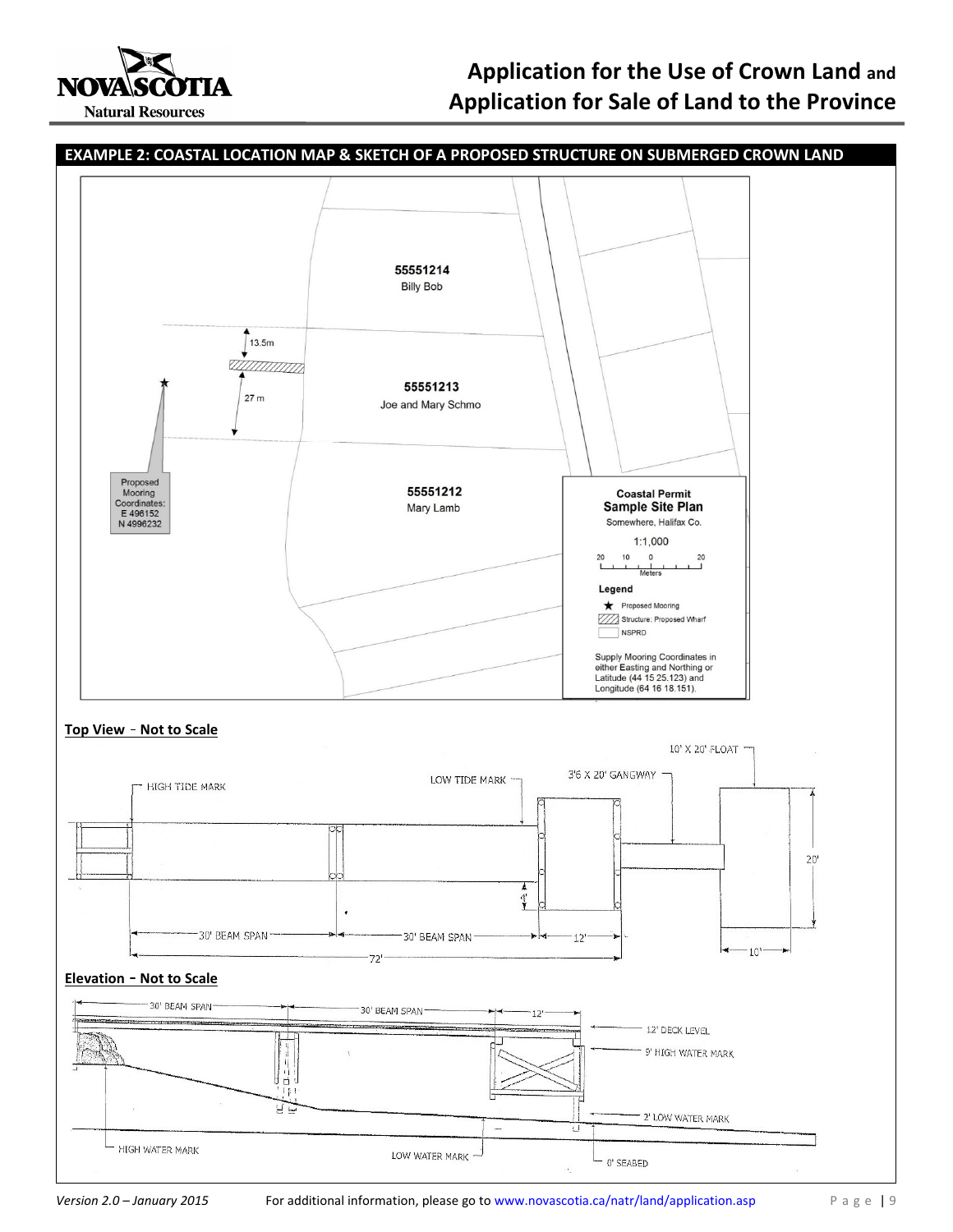## EXAMPLE 2: COASTAL LOCATION MAP & SKETCH OF A PROPOSED STRUCTURE ON SUBMERGED CROWN LAND

55551214
Billy Bob

13.5m

55551213
Joe and Mary Schmo

27 m

Proposed Mooring Coordinates:
E 496152
N 4996232

55551212
Mary Lamb

**Coastal Permit**
**Sample Site Plan**
Somewhere, Halifax Co.

1:1,000

20 10 0 20
Meters

**Legend**
Proposed Mooring
Structure: Proposed Wharf
NSPRD

Supply Mooring Coordinates in either Easting and Northing or Latitude (44 15 25.123) and Longitude (64 16 18.151).

**Top View – Not to Scale**

10' X 20' FLOAT
3'6 X 20' GANGWAY
LOW TIDE MARK
HIGH TIDE MARK
4'
20'
30' BEAM SPAN
30' BEAM SPAN
12'
72'
10'

**Elevation – Not to Scale**

30' BEAM SPAN
30' BEAM SPAN
12'
12' DECK LEVEL
9' HIGH WATER MARK
2' LOW WATER MARK
HIGH WATER MARK
LOW WATER MARK
0' SEABED

*Version 2.0 – January 2015* For additional information, please go to www.novascotia.ca/natr/land/application.asp